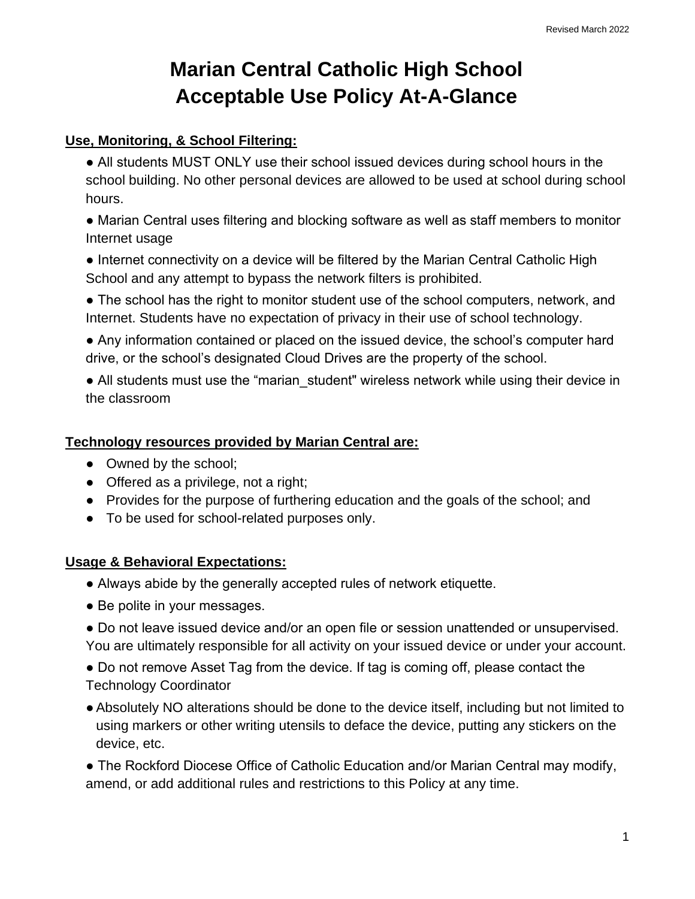# Marian Central Catholic High School
# Acceptable Use Policy At-A-Glance

**Use, Monitoring, & School Filtering:**

- All students MUST ONLY use their school issued devices during school hours in the school building. No other personal devices are allowed to be used at school during school hours.
- Marian Central uses filtering and blocking software as well as staff members to monitor Internet usage
- Internet connectivity on a device will be filtered by the Marian Central Catholic High School and any attempt to bypass the network filters is prohibited.
- The school has the right to monitor student use of the school computers, network, and Internet. Students have no expectation of privacy in their use of school technology.
- Any information contained or placed on the issued device, the school's computer hard drive, or the school's designated Cloud Drives are the property of the school.
- All students must use the "marian_student" wireless network while using their device in the classroom

**Technology resources provided by Marian Central are:**

- Owned by the school;
- Offered as a privilege, not a right;
- Provides for the purpose of furthering education and the goals of the school; and
- To be used for school-related purposes only.

**Usage & Behavioral Expectations:**

- Always abide by the generally accepted rules of network etiquette.
- Be polite in your messages.
- Do not leave issued device and/or an open file or session unattended or unsupervised. You are ultimately responsible for all activity on your issued device or under your account.
- Do not remove Asset Tag from the device. If tag is coming off, please contact the Technology Coordinator
- Absolutely NO alterations should be done to the device itself, including but not limited to using markers or other writing utensils to deface the device, putting any stickers on the device, etc.
- The Rockford Diocese Office of Catholic Education and/or Marian Central may modify, amend, or add additional rules and restrictions to this Policy at any time.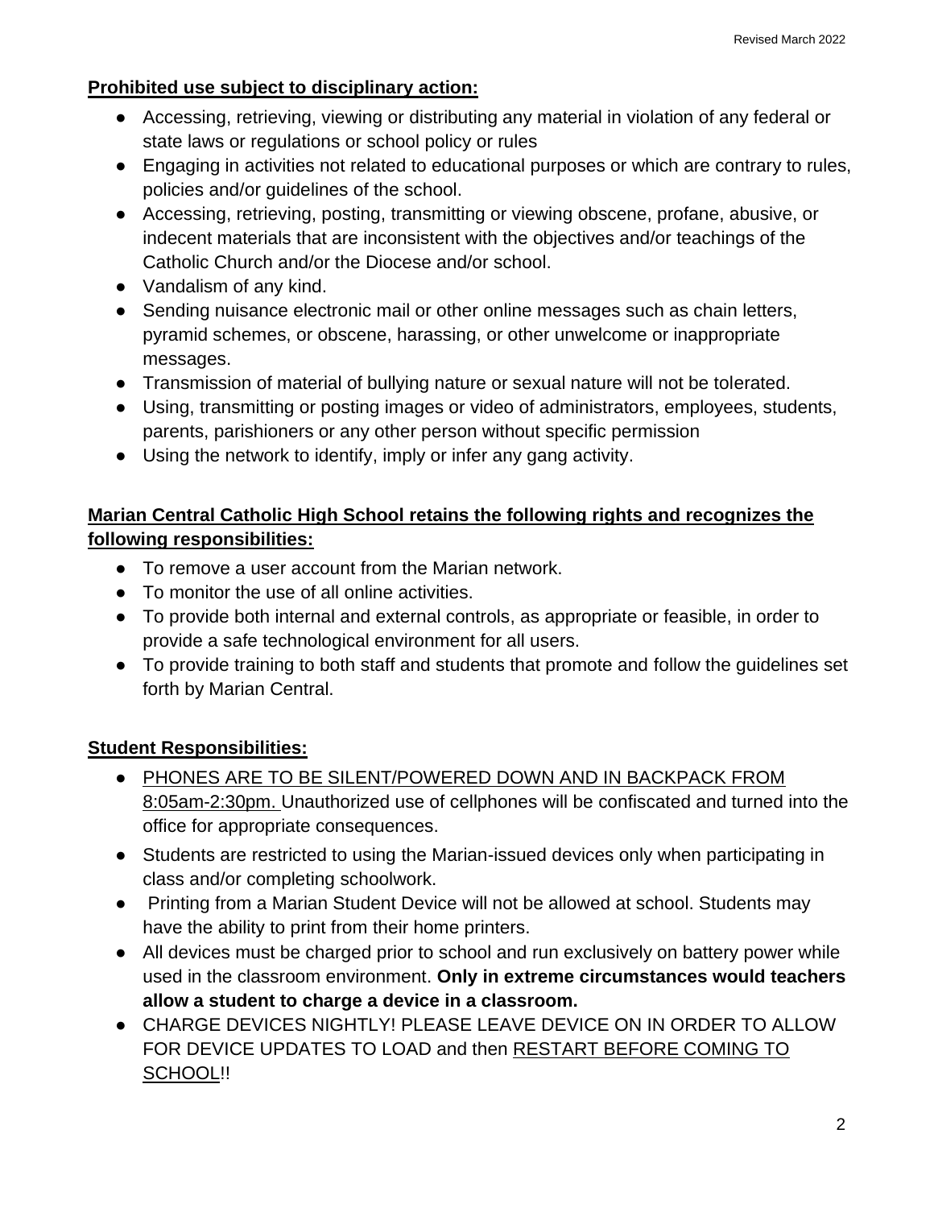**<u>Prohibited use subject to disciplinary action:</u>**

- Accessing, retrieving, viewing or distributing any material in violation of any federal or state laws or regulations or school policy or rules
- Engaging in activities not related to educational purposes or which are contrary to rules, policies and/or guidelines of the school.
- Accessing, retrieving, posting, transmitting or viewing obscene, profane, abusive, or indecent materials that are inconsistent with the objectives and/or teachings of the Catholic Church and/or the Diocese and/or school.
- Vandalism of any kind.
- Sending nuisance electronic mail or other online messages such as chain letters, pyramid schemes, or obscene, harassing, or other unwelcome or inappropriate messages.
- Transmission of material of bullying nature or sexual nature will not be tolerated.
- Using, transmitting or posting images or video of administrators, employees, students, parents, parishioners or any other person without specific permission
- Using the network to identify, imply or infer any gang activity.

**<u>Marian Central Catholic High School retains the following rights and recognizes the following responsibilities:</u>**

- To remove a user account from the Marian network.
- To monitor the use of all online activities.
- To provide both internal and external controls, as appropriate or feasible, in order to provide a safe technological environment for all users.
- To provide training to both staff and students that promote and follow the guidelines set forth by Marian Central.

**<u>Student Responsibilities:</u>**

- <u>PHONES ARE TO BE SILENT/POWERED DOWN AND IN BACKPACK FROM 8:05am-2:30pm.</u> Unauthorized use of cellphones will be confiscated and turned into the office for appropriate consequences.
- Students are restricted to using the Marian-issued devices only when participating in class and/or completing schoolwork.
- Printing from a Marian Student Device will not be allowed at school. Students may have the ability to print from their home printers.
- All devices must be charged prior to school and run exclusively on battery power while used in the classroom environment. **Only in extreme circumstances would teachers allow a student to charge a device in a classroom.**
- CHARGE DEVICES NIGHTLY! PLEASE LEAVE DEVICE ON IN ORDER TO ALLOW FOR DEVICE UPDATES TO LOAD and then <u>RESTART BEFORE COMING TO SCHOOL</u>!!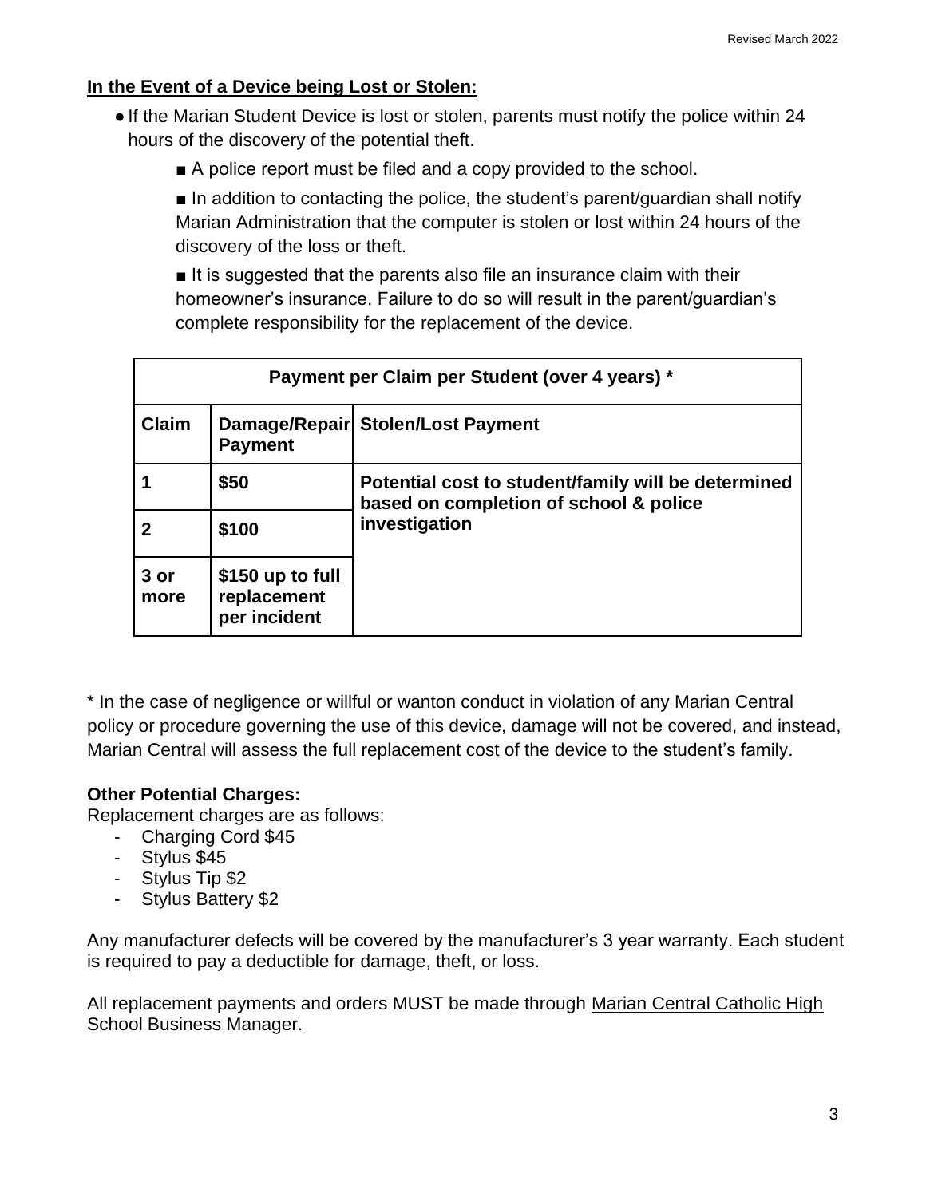**In the Event of a Device being Lost or Stolen:**

- If the Marian Student Device is lost or stolen, parents must notify the police within 24 hours of the discovery of the potential theft.
  - A police report must be filed and a copy provided to the school.
  - In addition to contacting the police, the student's parent/guardian shall notify Marian Administration that the computer is stolen or lost within 24 hours of the discovery of the loss or theft.
  - It is suggested that the parents also file an insurance claim with their homeowner's insurance. Failure to do so will result in the parent/guardian's complete responsibility for the replacement of the device.

| Payment per Claim per Student (over 4 years) * | | |
|---|---|---|
| **Claim** | **Damage/Repair Payment** | **Stolen/Lost Payment** |
| **1** | **$50** | **Potential cost to student/family will be determined based on completion of school & police investigation** |
| **2** | **$100** | |
| **3 or more** | **$150 up to full replacement per incident** | |

* In the case of negligence or willful or wanton conduct in violation of any Marian Central policy or procedure governing the use of this device, damage will not be covered, and instead, Marian Central will assess the full replacement cost of the device to the student's family.

**Other Potential Charges:**
Replacement charges are as follows:

- Charging Cord $45
- Stylus $45
- Stylus Tip $2
- Stylus Battery $2

Any manufacturer defects will be covered by the manufacturer's 3 year warranty. Each student is required to pay a deductible for damage, theft, or loss.

All replacement payments and orders MUST be made through Marian Central Catholic High School Business Manager.